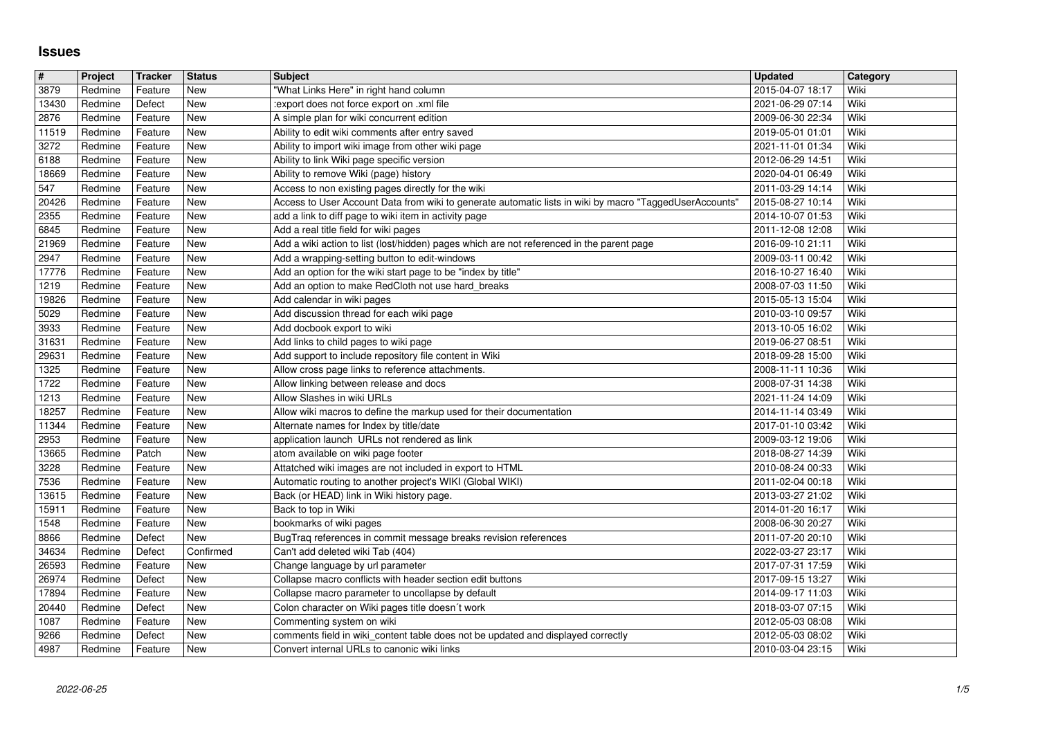# Issues

| # | Project | Tracker | Status | Subject | Updated | Category |
|---|---|---|---|---|---|---|
| 3879 | Redmine | Feature | New | "What Links Here" in right hand column | 2015-04-07 18:17 | Wiki |
| 13430 | Redmine | Defect | New | :export does not force export on .xml file | 2021-06-29 07:14 | Wiki |
| 2876 | Redmine | Feature | New | A simple plan for wiki concurrent edition | 2009-06-30 22:34 | Wiki |
| 11519 | Redmine | Feature | New | Ability to edit wiki comments after entry saved | 2019-05-01 01:01 | Wiki |
| 3272 | Redmine | Feature | New | Ability to import wiki image from other wiki page | 2021-11-01 01:34 | Wiki |
| 6188 | Redmine | Feature | New | Ability to link Wiki page specific version | 2012-06-29 14:51 | Wiki |
| 18669 | Redmine | Feature | New | Ability to remove Wiki (page) history | 2020-04-01 06:49 | Wiki |
| 547 | Redmine | Feature | New | Access to non existing pages directly for the wiki | 2011-03-29 14:14 | Wiki |
| 20426 | Redmine | Feature | New | Access to User Account Data from wiki to generate automatic lists in wiki by macro "TaggedUserAccounts" | 2015-08-27 10:14 | Wiki |
| 2355 | Redmine | Feature | New | add a link to diff page to wiki item in activity page | 2014-10-07 01:53 | Wiki |
| 6845 | Redmine | Feature | New | Add a real title field for wiki pages | 2011-12-08 12:08 | Wiki |
| 21969 | Redmine | Feature | New | Add a wiki action to list (lost/hidden) pages which are not referenced in the parent page | 2016-09-10 21:11 | Wiki |
| 2947 | Redmine | Feature | New | Add a wrapping-setting button to edit-windows | 2009-03-11 00:42 | Wiki |
| 17776 | Redmine | Feature | New | Add an option for the wiki start page to be "index by title" | 2016-10-27 16:40 | Wiki |
| 1219 | Redmine | Feature | New | Add an option to make RedCloth not use hard_breaks | 2008-07-03 11:50 | Wiki |
| 19826 | Redmine | Feature | New | Add calendar in wiki pages | 2015-05-13 15:04 | Wiki |
| 5029 | Redmine | Feature | New | Add discussion thread for each wiki page | 2010-03-10 09:57 | Wiki |
| 3933 | Redmine | Feature | New | Add docbook export to wiki | 2013-10-05 16:02 | Wiki |
| 31631 | Redmine | Feature | New | Add links to child pages to wiki page | 2019-06-27 08:51 | Wiki |
| 29631 | Redmine | Feature | New | Add support to include repository file content in Wiki | 2018-09-28 15:00 | Wiki |
| 1325 | Redmine | Feature | New | Allow cross page links to reference attachments. | 2008-11-11 10:36 | Wiki |
| 1722 | Redmine | Feature | New | Allow linking between release and docs | 2008-07-31 14:38 | Wiki |
| 1213 | Redmine | Feature | New | Allow Slashes in wiki URLs | 2021-11-24 14:09 | Wiki |
| 18257 | Redmine | Feature | New | Allow wiki macros to define the markup used for their documentation | 2014-11-14 03:49 | Wiki |
| 11344 | Redmine | Feature | New | Alternate names for Index by title/date | 2017-01-10 03:42 | Wiki |
| 2953 | Redmine | Feature | New | application launch URLs not rendered as link | 2009-03-12 19:06 | Wiki |
| 13665 | Redmine | Patch | New | atom available on wiki page footer | 2018-08-27 14:39 | Wiki |
| 3228 | Redmine | Feature | New | Attatched wiki images are not included in export to HTML | 2010-08-24 00:33 | Wiki |
| 7536 | Redmine | Feature | New | Automatic routing to another project's WIKI (Global WIKI) | 2011-02-04 00:18 | Wiki |
| 13615 | Redmine | Feature | New | Back (or HEAD) link in Wiki history page. | 2013-03-27 21:02 | Wiki |
| 15911 | Redmine | Feature | New | Back to top in Wiki | 2014-01-20 16:17 | Wiki |
| 1548 | Redmine | Feature | New | bookmarks of wiki pages | 2008-06-30 20:27 | Wiki |
| 8866 | Redmine | Defect | New | BugTraq references in commit message breaks revision references | 2011-07-20 20:10 | Wiki |
| 34634 | Redmine | Defect | Confirmed | Can't add deleted wiki Tab (404) | 2022-03-27 23:17 | Wiki |
| 26593 | Redmine | Feature | New | Change language by url parameter | 2017-07-31 17:59 | Wiki |
| 26974 | Redmine | Defect | New | Collapse macro conflicts with header section edit buttons | 2017-09-15 13:27 | Wiki |
| 17894 | Redmine | Feature | New | Collapse macro parameter to uncollapse by default | 2014-09-17 11:03 | Wiki |
| 20440 | Redmine | Defect | New | Colon character on Wiki pages title doesn´t work | 2018-03-07 07:15 | Wiki |
| 1087 | Redmine | Feature | New | Commenting system on wiki | 2012-05-03 08:08 | Wiki |
| 9266 | Redmine | Defect | New | comments field in wiki_content table does not be updated and displayed correctly | 2012-05-03 08:02 | Wiki |
| 4987 | Redmine | Feature | New | Convert internal URLs to canonic wiki links | 2010-03-04 23:15 | Wiki |

2022-06-25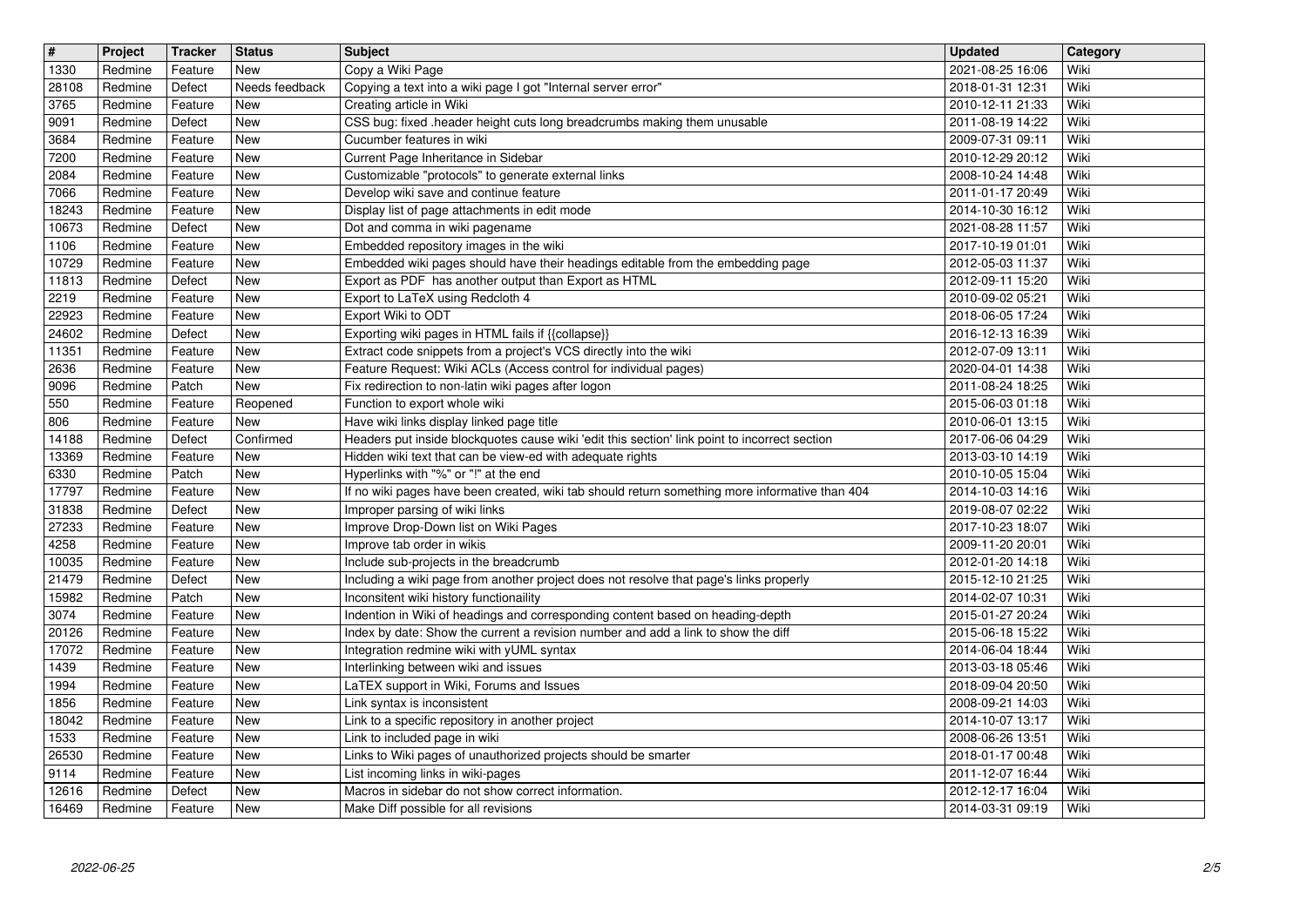| # | Project | Tracker | Status | Subject | Updated | Category |
|---|---|---|---|---|---|---|
| 1330 | Redmine | Feature | New | Copy a Wiki Page | 2021-08-25 16:06 | Wiki |
| 28108 | Redmine | Defect | Needs feedback | Copying a text into a wiki page I got "Internal server error" | 2018-01-31 12:31 | Wiki |
| 3765 | Redmine | Feature | New | Creating article in Wiki | 2010-12-11 21:33 | Wiki |
| 9091 | Redmine | Defect | New | CSS bug: fixed .header height cuts long breadcrumbs making them unusable | 2011-08-19 14:22 | Wiki |
| 3684 | Redmine | Feature | New | Cucumber features in wiki | 2009-07-31 09:11 | Wiki |
| 7200 | Redmine | Feature | New | Current Page Inheritance in Sidebar | 2010-12-29 20:12 | Wiki |
| 2084 | Redmine | Feature | New | Customizable "protocols" to generate external links | 2008-10-24 14:48 | Wiki |
| 7066 | Redmine | Feature | New | Develop wiki save and continue feature | 2011-01-17 20:49 | Wiki |
| 18243 | Redmine | Feature | New | Display list of page attachments in edit mode | 2014-10-30 16:12 | Wiki |
| 10673 | Redmine | Defect | New | Dot and comma in wiki pagename | 2021-08-28 11:57 | Wiki |
| 1106 | Redmine | Feature | New | Embedded repository images in the wiki | 2017-10-19 01:01 | Wiki |
| 10729 | Redmine | Feature | New | Embedded wiki pages should have their headings editable from the embedding page | 2012-05-03 11:37 | Wiki |
| 11813 | Redmine | Defect | New | Export as PDF has another output than Export as HTML | 2012-09-11 15:20 | Wiki |
| 2219 | Redmine | Feature | New | Export to LaTeX using Redcloth 4 | 2010-09-02 05:21 | Wiki |
| 22923 | Redmine | Feature | New | Export Wiki to ODT | 2018-06-05 17:24 | Wiki |
| 24602 | Redmine | Defect | New | Exporting wiki pages in HTML fails if {{collapse}} | 2016-12-13 16:39 | Wiki |
| 11351 | Redmine | Feature | New | Extract code snippets from a project's VCS directly into the wiki | 2012-07-09 13:11 | Wiki |
| 2636 | Redmine | Feature | New | Feature Request: Wiki ACLs (Access control for individual pages) | 2020-04-01 14:38 | Wiki |
| 9096 | Redmine | Patch | New | Fix redirection to non-latin wiki pages after logon | 2011-08-24 18:25 | Wiki |
| 550 | Redmine | Feature | Reopened | Function to export whole wiki | 2015-06-03 01:18 | Wiki |
| 806 | Redmine | Feature | New | Have wiki links display linked page title | 2010-06-01 13:15 | Wiki |
| 14188 | Redmine | Defect | Confirmed | Headers put inside blockquotes cause wiki 'edit this section' link point to incorrect section | 2017-06-06 04:29 | Wiki |
| 13369 | Redmine | Feature | New | Hidden wiki text that can be view-ed with adequate rights | 2013-03-10 14:19 | Wiki |
| 6330 | Redmine | Patch | New | Hyperlinks with "%" or "!" at the end | 2010-10-05 15:04 | Wiki |
| 17797 | Redmine | Feature | New | If no wiki pages have been created, wiki tab should return something more informative than 404 | 2014-10-03 14:16 | Wiki |
| 31838 | Redmine | Defect | New | Improper parsing of wiki links | 2019-08-07 02:22 | Wiki |
| 27233 | Redmine | Feature | New | Improve Drop-Down list on Wiki Pages | 2017-10-23 18:07 | Wiki |
| 4258 | Redmine | Feature | New | Improve tab order in wikis | 2009-11-20 20:01 | Wiki |
| 10035 | Redmine | Feature | New | Include sub-projects in the breadcrumb | 2012-01-20 14:18 | Wiki |
| 21479 | Redmine | Defect | New | Including a wiki page from another project does not resolve that page's links properly | 2015-12-10 21:25 | Wiki |
| 15982 | Redmine | Patch | New | Inconsitent wiki history functionaility | 2014-02-07 10:31 | Wiki |
| 3074 | Redmine | Feature | New | Indention in Wiki of headings and corresponding content based on heading-depth | 2015-01-27 20:24 | Wiki |
| 20126 | Redmine | Feature | New | Index by date: Show the current a revision number and add a link to show the diff | 2015-06-18 15:22 | Wiki |
| 17072 | Redmine | Feature | New | Integration redmine wiki with yUML syntax | 2014-06-04 18:44 | Wiki |
| 1439 | Redmine | Feature | New | Interlinking between wiki and issues | 2013-03-18 05:46 | Wiki |
| 1994 | Redmine | Feature | New | LaTEX support in Wiki, Forums and Issues | 2018-09-04 20:50 | Wiki |
| 1856 | Redmine | Feature | New | Link syntax is inconsistent | 2008-09-21 14:03 | Wiki |
| 18042 | Redmine | Feature | New | Link to a specific repository in another project | 2014-10-07 13:17 | Wiki |
| 1533 | Redmine | Feature | New | Link to included page in wiki | 2008-06-26 13:51 | Wiki |
| 26530 | Redmine | Feature | New | Links to Wiki pages of unauthorized projects should be smarter | 2018-01-17 00:48 | Wiki |
| 9114 | Redmine | Feature | New | List incoming links in wiki-pages | 2011-12-07 16:44 | Wiki |
| 12616 | Redmine | Defect | New | Macros in sidebar do not show correct information. | 2012-12-17 16:04 | Wiki |
| 16469 | Redmine | Feature | New | Make Diff possible for all revisions | 2014-03-31 09:19 | Wiki |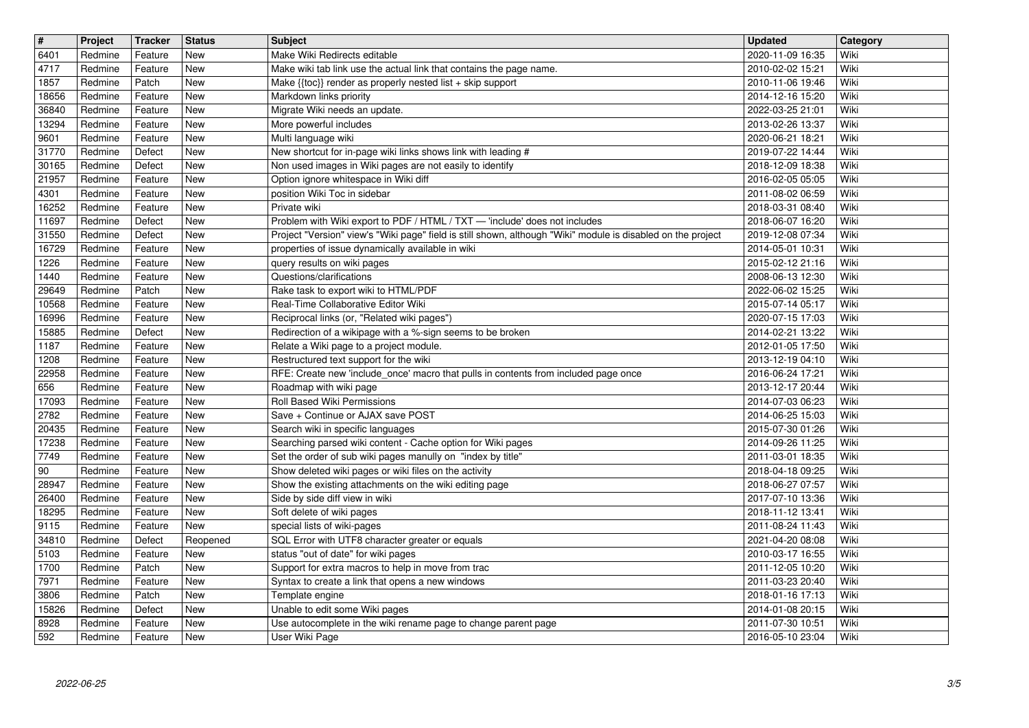| # | Project | Tracker | Status | Subject | Updated | Category |
|---|---|---|---|---|---|---|
| 6401 | Redmine | Feature | New | Make Wiki Redirects editable | 2020-11-09 16:35 | Wiki |
| 4717 | Redmine | Feature | New | Make wiki tab link use the actual link that contains the page name. | 2010-02-02 15:21 | Wiki |
| 1857 | Redmine | Patch | New | Make {{toc}} render as properly nested list + skip support | 2010-11-06 19:46 | Wiki |
| 18656 | Redmine | Feature | New | Markdown links priority | 2014-12-16 15:20 | Wiki |
| 36840 | Redmine | Feature | New | Migrate Wiki needs an update. | 2022-03-25 21:01 | Wiki |
| 13294 | Redmine | Feature | New | More powerful includes | 2013-02-26 13:37 | Wiki |
| 9601 | Redmine | Feature | New | Multi language wiki | 2020-06-21 18:21 | Wiki |
| 31770 | Redmine | Defect | New | New shortcut for in-page wiki links shows link with leading # | 2019-07-22 14:44 | Wiki |
| 30165 | Redmine | Defect | New | Non used images in Wiki pages are not easily to identify | 2018-12-09 18:38 | Wiki |
| 21957 | Redmine | Feature | New | Option ignore whitespace in Wiki diff | 2016-02-05 05:05 | Wiki |
| 4301 | Redmine | Feature | New | position Wiki Toc in sidebar | 2011-08-02 06:59 | Wiki |
| 16252 | Redmine | Feature | New | Private wiki | 2018-03-31 08:40 | Wiki |
| 11697 | Redmine | Defect | New | Problem with Wiki export to PDF / HTML / TXT — 'include' does not includes | 2018-06-07 16:20 | Wiki |
| 31550 | Redmine | Defect | New | Project "Version" view's "Wiki page" field is still shown, although "Wiki" module is disabled on the project | 2019-12-08 07:34 | Wiki |
| 16729 | Redmine | Feature | New | properties of issue dynamically available in wiki | 2014-05-01 10:31 | Wiki |
| 1226 | Redmine | Feature | New | query results on wiki pages | 2015-02-12 21:16 | Wiki |
| 1440 | Redmine | Feature | New | Questions/clarifications | 2008-06-13 12:30 | Wiki |
| 29649 | Redmine | Patch | New | Rake task to export wiki to HTML/PDF | 2022-06-02 15:25 | Wiki |
| 10568 | Redmine | Feature | New | Real-Time Collaborative Editor Wiki | 2015-07-14 05:17 | Wiki |
| 16996 | Redmine | Feature | New | Reciprocal links (or, "Related wiki pages") | 2020-07-15 17:03 | Wiki |
| 15885 | Redmine | Defect | New | Redirection of a wikipage with a %-sign seems to be broken | 2014-02-21 13:22 | Wiki |
| 1187 | Redmine | Feature | New | Relate a Wiki page to a project module. | 2012-01-05 17:50 | Wiki |
| 1208 | Redmine | Feature | New | Restructured text support for the wiki | 2013-12-19 04:10 | Wiki |
| 22958 | Redmine | Feature | New | RFE: Create new 'include_once' macro that pulls in contents from included page once | 2016-06-24 17:21 | Wiki |
| 656 | Redmine | Feature | New | Roadmap with wiki page | 2013-12-17 20:44 | Wiki |
| 17093 | Redmine | Feature | New | Roll Based Wiki Permissions | 2014-07-03 06:23 | Wiki |
| 2782 | Redmine | Feature | New | Save + Continue or AJAX save POST | 2014-06-25 15:03 | Wiki |
| 20435 | Redmine | Feature | New | Search wiki in specific languages | 2015-07-30 01:26 | Wiki |
| 17238 | Redmine | Feature | New | Searching parsed wiki content - Cache option for Wiki pages | 2014-09-26 11:25 | Wiki |
| 7749 | Redmine | Feature | New | Set the order of sub wiki pages manully on "index by title" | 2011-03-01 18:35 | Wiki |
| 90 | Redmine | Feature | New | Show deleted wiki pages or wiki files on the activity | 2018-04-18 09:25 | Wiki |
| 28947 | Redmine | Feature | New | Show the existing attachments on the wiki editing page | 2018-06-27 07:57 | Wiki |
| 26400 | Redmine | Feature | New | Side by side diff view in wiki | 2017-07-10 13:36 | Wiki |
| 18295 | Redmine | Feature | New | Soft delete of wiki pages | 2018-11-12 13:41 | Wiki |
| 9115 | Redmine | Feature | New | special lists of wiki-pages | 2011-08-24 11:43 | Wiki |
| 34810 | Redmine | Defect | Reopened | SQL Error with UTF8 character greater or equals | 2021-04-20 08:08 | Wiki |
| 5103 | Redmine | Feature | New | status "out of date" for wiki pages | 2010-03-17 16:55 | Wiki |
| 1700 | Redmine | Patch | New | Support for extra macros to help in move from trac | 2011-12-05 10:20 | Wiki |
| 7971 | Redmine | Feature | New | Syntax to create a link that opens a new windows | 2011-03-23 20:40 | Wiki |
| 3806 | Redmine | Patch | New | Template engine | 2018-01-16 17:13 | Wiki |
| 15826 | Redmine | Defect | New | Unable to edit some Wiki pages | 2014-01-08 20:15 | Wiki |
| 8928 | Redmine | Feature | New | Use autocomplete in the wiki rename page to change parent page | 2011-07-30 10:51 | Wiki |
| 592 | Redmine | Feature | New | User Wiki Page | 2016-05-10 23:04 | Wiki |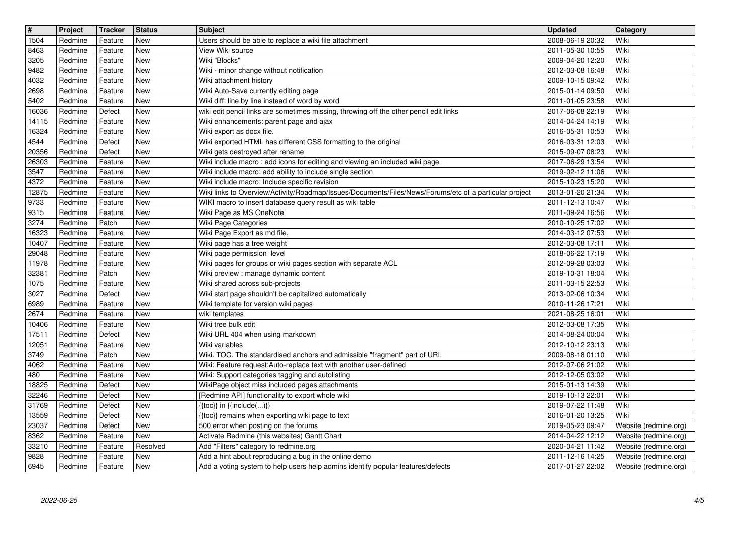| # | Project | Tracker | Status | Subject | Updated | Category |
|---|---|---|---|---|---|---|
| 1504 | Redmine | Feature | New | Users should be able to replace a wiki file attachment | 2008-06-19 20:32 | Wiki |
| 8463 | Redmine | Feature | New | View Wiki source | 2011-05-30 10:55 | Wiki |
| 3205 | Redmine | Feature | New | Wiki "Blocks" | 2009-04-20 12:20 | Wiki |
| 9482 | Redmine | Feature | New | Wiki - minor change without notification | 2012-03-08 16:48 | Wiki |
| 4032 | Redmine | Feature | New | Wiki attachment history | 2009-10-15 09:42 | Wiki |
| 2698 | Redmine | Feature | New | Wiki Auto-Save currently editing page | 2015-01-14 09:50 | Wiki |
| 5402 | Redmine | Feature | New | Wiki diff: line by line instead of word by word | 2011-01-05 23:58 | Wiki |
| 16036 | Redmine | Defect | New | wiki edit pencil links are sometimes missing, throwing off the other pencil edit links | 2017-06-08 22:19 | Wiki |
| 14115 | Redmine | Feature | New | Wiki enhancements: parent page and ajax | 2014-04-24 14:19 | Wiki |
| 16324 | Redmine | Feature | New | Wiki export as docx file. | 2016-05-31 10:53 | Wiki |
| 4544 | Redmine | Defect | New | Wiki exported HTML has different CSS formatting to the original | 2016-03-31 12:03 | Wiki |
| 20356 | Redmine | Defect | New | Wiki gets destroyed after rename | 2015-09-07 08:23 | Wiki |
| 26303 | Redmine | Feature | New | Wiki include macro : add icons for editing and viewing an included wiki page | 2017-06-29 13:54 | Wiki |
| 3547 | Redmine | Feature | New | Wiki include macro: add ability to include single section | 2019-02-12 11:06 | Wiki |
| 4372 | Redmine | Feature | New | Wiki include macro: Include specific revision | 2015-10-23 15:20 | Wiki |
| 12875 | Redmine | Feature | New | Wiki links to Overview/Activity/Roadmap/Issues/Documents/Files/News/Forums/etc of a particular project | 2013-01-20 21:34 | Wiki |
| 9733 | Redmine | Feature | New | WIKI macro to insert database query result as wiki table | 2011-12-13 10:47 | Wiki |
| 9315 | Redmine | Feature | New | Wiki Page as MS OneNote | 2011-09-24 16:56 | Wiki |
| 3274 | Redmine | Patch | New | Wiki Page Categories | 2010-10-25 17:02 | Wiki |
| 16323 | Redmine | Feature | New | Wiki Page Export as md file. | 2014-03-12 07:53 | Wiki |
| 10407 | Redmine | Feature | New | Wiki page has a tree weight | 2012-03-08 17:11 | Wiki |
| 29048 | Redmine | Feature | New | Wiki page permission level | 2018-06-22 17:19 | Wiki |
| 11978 | Redmine | Feature | New | Wiki pages for groups or wiki pages section with separate ACL | 2012-09-28 03:03 | Wiki |
| 32381 | Redmine | Patch | New | Wiki preview : manage dynamic content | 2019-10-31 18:04 | Wiki |
| 1075 | Redmine | Feature | New | Wiki shared across sub-projects | 2011-03-15 22:53 | Wiki |
| 3027 | Redmine | Defect | New | Wiki start page shouldn't be capitalized automatically | 2013-02-06 10:34 | Wiki |
| 6989 | Redmine | Feature | New | Wiki template for version wiki pages | 2010-11-26 17:21 | Wiki |
| 2674 | Redmine | Feature | New | wiki templates | 2021-08-25 16:01 | Wiki |
| 10406 | Redmine | Feature | New | Wiki tree bulk edit | 2012-03-08 17:35 | Wiki |
| 17511 | Redmine | Defect | New | Wiki URL 404 when using markdown | 2014-08-24 00:04 | Wiki |
| 12051 | Redmine | Feature | New | Wiki variables | 2012-10-12 23:13 | Wiki |
| 3749 | Redmine | Patch | New | Wiki. TOC. The standardised anchors and admissible "fragment" part of URI. | 2009-08-18 01:10 | Wiki |
| 4062 | Redmine | Feature | New | Wiki: Feature request:Auto-replace text with another user-defined | 2012-07-06 21:02 | Wiki |
| 480 | Redmine | Feature | New | Wiki: Support categories tagging and autolisting | 2012-12-05 03:02 | Wiki |
| 18825 | Redmine | Defect | New | WikiPage object miss included pages attachments | 2015-01-13 14:39 | Wiki |
| 32246 | Redmine | Defect | New | [Redmine API] functionality to export whole wiki | 2019-10-13 22:01 | Wiki |
| 31769 | Redmine | Defect | New | {{toc}} in {{include(...)}} | 2019-07-22 11:48 | Wiki |
| 13559 | Redmine | Defect | New | {{toc}} remains when exporting wiki page to text | 2016-01-20 13:25 | Wiki |
| 23037 | Redmine | Defect | New | 500 error when posting on the forums | 2019-05-23 09:47 | Website (redmine.org) |
| 8362 | Redmine | Feature | New | Activate Redmine (this websites) Gantt Chart | 2014-04-22 12:12 | Website (redmine.org) |
| 33210 | Redmine | Feature | Resolved | Add "Filters" category to redmine.org | 2020-04-21 11:42 | Website (redmine.org) |
| 9828 | Redmine | Feature | New | Add a hint about reproducing a bug in the online demo | 2011-12-16 14:25 | Website (redmine.org) |
| 6945 | Redmine | Feature | New | Add a voting system to help users help admins identify popular features/defects | 2017-01-27 22:02 | Website (redmine.org) |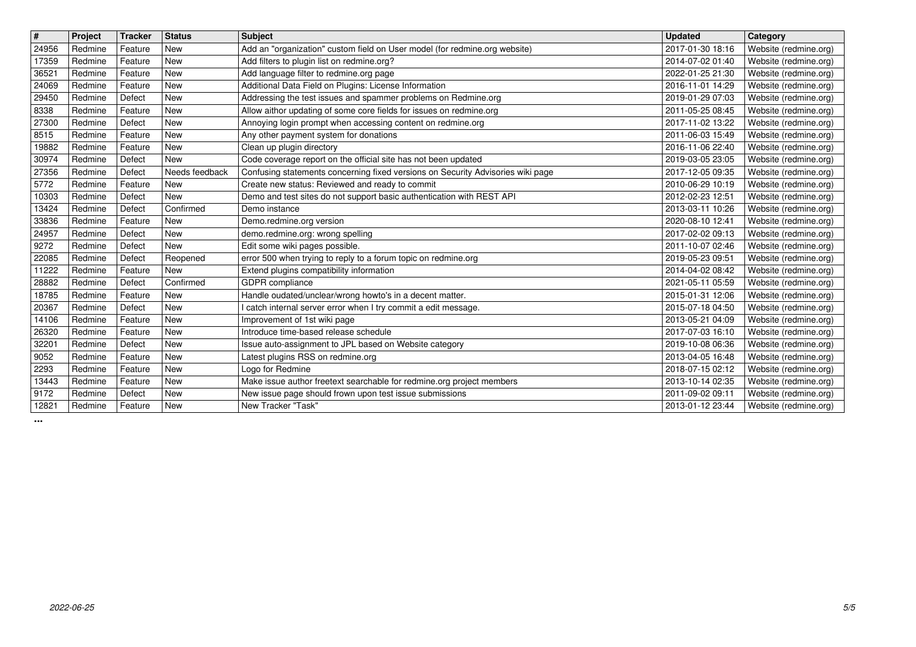| # | Project | Tracker | Status | Subject | Updated | Category |
|---|---|---|---|---|---|---|
| 24956 | Redmine | Feature | New | Add an "organization" custom field on User model (for redmine.org website) | 2017-01-30 18:16 | Website (redmine.org) |
| 17359 | Redmine | Feature | New | Add filters to plugin list on redmine.org? | 2014-07-02 01:40 | Website (redmine.org) |
| 36521 | Redmine | Feature | New | Add language filter to redmine.org page | 2022-01-25 21:30 | Website (redmine.org) |
| 24069 | Redmine | Feature | New | Additional Data Field on Plugins: License Information | 2016-11-01 14:29 | Website (redmine.org) |
| 29450 | Redmine | Defect | New | Addressing the test issues and spammer problems on Redmine.org | 2019-01-29 07:03 | Website (redmine.org) |
| 8338 | Redmine | Feature | New | Allow aithor updating of some core fields for issues on redmine.org | 2011-05-25 08:45 | Website (redmine.org) |
| 27300 | Redmine | Defect | New | Annoying login prompt when accessing content on redmine.org | 2017-11-02 13:22 | Website (redmine.org) |
| 8515 | Redmine | Feature | New | Any other payment system for donations | 2011-06-03 15:49 | Website (redmine.org) |
| 19882 | Redmine | Feature | New | Clean up plugin directory | 2016-11-06 22:40 | Website (redmine.org) |
| 30974 | Redmine | Defect | New | Code coverage report on the official site has not been updated | 2019-03-05 23:05 | Website (redmine.org) |
| 27356 | Redmine | Defect | Needs feedback | Confusing statements concerning fixed versions on Security Advisories wiki page | 2017-12-05 09:35 | Website (redmine.org) |
| 5772 | Redmine | Feature | New | Create new status: Reviewed and ready to commit | 2010-06-29 10:19 | Website (redmine.org) |
| 10303 | Redmine | Defect | New | Demo and test sites do not support basic authentication with REST API | 2012-02-23 12:51 | Website (redmine.org) |
| 13424 | Redmine | Defect | Confirmed | Demo instance | 2013-03-11 10:26 | Website (redmine.org) |
| 33836 | Redmine | Feature | New | Demo.redmine.org version | 2020-08-10 12:41 | Website (redmine.org) |
| 24957 | Redmine | Defect | New | demo.redmine.org: wrong spelling | 2017-02-02 09:13 | Website (redmine.org) |
| 9272 | Redmine | Defect | New | Edit some wiki pages possible. | 2011-10-07 02:46 | Website (redmine.org) |
| 22085 | Redmine | Defect | Reopened | error 500 when trying to reply to a forum topic on redmine.org | 2019-05-23 09:51 | Website (redmine.org) |
| 11222 | Redmine | Feature | New | Extend plugins compatibility information | 2014-04-02 08:42 | Website (redmine.org) |
| 28882 | Redmine | Defect | Confirmed | GDPR compliance | 2021-05-11 05:59 | Website (redmine.org) |
| 18785 | Redmine | Feature | New | Handle oudated/unclear/wrong howto's in a decent matter. | 2015-01-31 12:06 | Website (redmine.org) |
| 20367 | Redmine | Defect | New | I catch internal server error when I try commit a edit message. | 2015-07-18 04:50 | Website (redmine.org) |
| 14106 | Redmine | Feature | New | Improvement of 1st wiki page | 2013-05-21 04:09 | Website (redmine.org) |
| 26320 | Redmine | Feature | New | Introduce time-based release schedule | 2017-07-03 16:10 | Website (redmine.org) |
| 32201 | Redmine | Defect | New | Issue auto-assignment to JPL based on Website category | 2019-10-08 06:36 | Website (redmine.org) |
| 9052 | Redmine | Feature | New | Latest plugins RSS on redmine.org | 2013-04-05 16:48 | Website (redmine.org) |
| 2293 | Redmine | Feature | New | Logo for Redmine | 2018-07-15 02:12 | Website (redmine.org) |
| 13443 | Redmine | Feature | New | Make issue author freetext searchable for redmine.org project members | 2013-10-14 02:35 | Website (redmine.org) |
| 9172 | Redmine | Defect | New | New issue page should frown upon test issue submissions | 2011-09-02 09:11 | Website (redmine.org) |
| 12821 | Redmine | Feature | New | New Tracker "Task" | 2013-01-12 23:44 | Website (redmine.org) |

...

2022-06-25